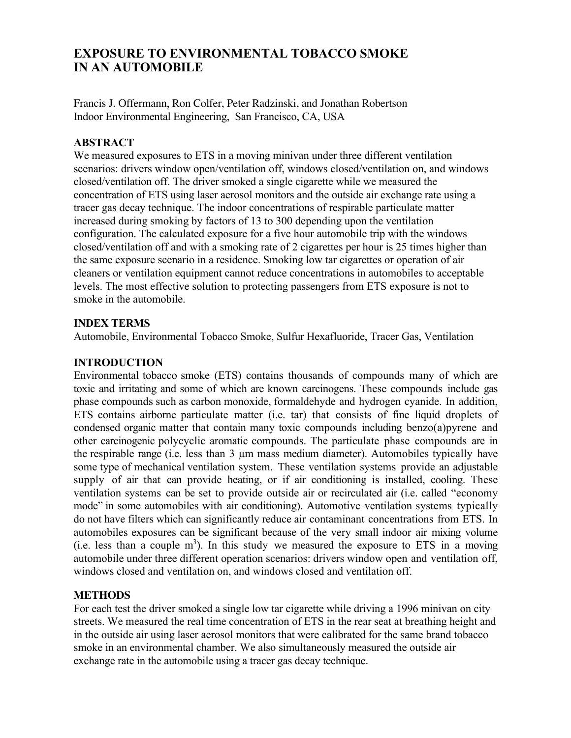# EXPOSURE TO ENVIRONMENTAL TOBACCO SMOKE IN AN AUTOMOBILE

Francis J. Offermann, Ron Colfer, Peter Radzinski, and Jonathan Robertson
Indoor Environmental Engineering, San Francisco, CA, USA

## ABSTRACT

We measured exposures to ETS in a moving minivan under three different ventilation scenarios: drivers window open/ventilation off, windows closed/ventilation on, and windows closed/ventilation off. The driver smoked a single cigarette while we measured the concentration of ETS using laser aerosol monitors and the outside air exchange rate using a tracer gas decay technique. The indoor concentrations of respirable particulate matter increased during smoking by factors of 13 to 300 depending upon the ventilation configuration. The calculated exposure for a five hour automobile trip with the windows closed/ventilation off and with a smoking rate of 2 cigarettes per hour is 25 times higher than the same exposure scenario in a residence. Smoking low tar cigarettes or operation of air cleaners or ventilation equipment cannot reduce concentrations in automobiles to acceptable levels. The most effective solution to protecting passengers from ETS exposure is not to smoke in the automobile.

## INDEX TERMS

Automobile, Environmental Tobacco Smoke, Sulfur Hexafluoride, Tracer Gas, Ventilation

## INTRODUCTION

Environmental tobacco smoke (ETS) contains thousands of compounds many of which are toxic and irritating and some of which are known carcinogens. These compounds include gas phase compounds such as carbon monoxide, formaldehyde and hydrogen cyanide. In addition, ETS contains airborne particulate matter (i.e. tar) that consists of fine liquid droplets of condensed organic matter that contain many toxic compounds including benzo(a)pyrene and other carcinogenic polycyclic aromatic compounds. The particulate phase compounds are in the respirable range (i.e. less than 3 µm mass medium diameter). Automobiles typically have some type of mechanical ventilation system. These ventilation systems provide an adjustable supply of air that can provide heating, or if air conditioning is installed, cooling. These ventilation systems can be set to provide outside air or recirculated air (i.e. called "economy mode" in some automobiles with air conditioning). Automotive ventilation systems typically do not have filters which can significantly reduce air contaminant concentrations from ETS. In automobiles exposures can be significant because of the very small indoor air mixing volume (i.e. less than a couple $m^3$). In this study we measured the exposure to ETS in a moving automobile under three different operation scenarios: drivers window open and ventilation off, windows closed and ventilation on, and windows closed and ventilation off.

## METHODS

For each test the driver smoked a single low tar cigarette while driving a 1996 minivan on city streets. We measured the real time concentration of ETS in the rear seat at breathing height and in the outside air using laser aerosol monitors that were calibrated for the same brand tobacco smoke in an environmental chamber. We also simultaneously measured the outside air exchange rate in the automobile using a tracer gas decay technique.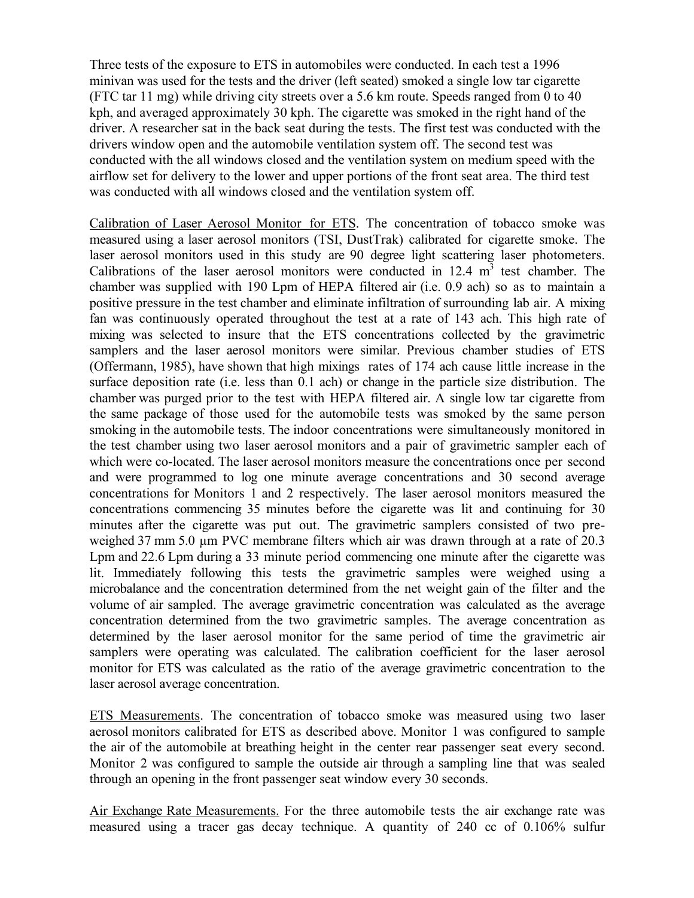Three tests of the exposure to ETS in automobiles were conducted. In each test a 1996 minivan was used for the tests and the driver (left seated) smoked a single low tar cigarette (FTC tar 11 mg) while driving city streets over a 5.6 km route. Speeds ranged from 0 to 40 kph, and averaged approximately 30 kph. The cigarette was smoked in the right hand of the driver. A researcher sat in the back seat during the tests. The first test was conducted with the drivers window open and the automobile ventilation system off. The second test was conducted with the all windows closed and the ventilation system on medium speed with the airflow set for delivery to the lower and upper portions of the front seat area. The third test was conducted with all windows closed and the ventilation system off.

Calibration of Laser Aerosol Monitor for ETS. The concentration of tobacco smoke was measured using a laser aerosol monitors (TSI, DustTrak) calibrated for cigarette smoke. The laser aerosol monitors used in this study are 90 degree light scattering laser photometers. Calibrations of the laser aerosol monitors were conducted in 12.4 $m^3$ test chamber. The chamber was supplied with 190 Lpm of HEPA filtered air (i.e. 0.9 ach) so as to maintain a positive pressure in the test chamber and eliminate infiltration of surrounding lab air. A mixing fan was continuously operated throughout the test at a rate of 143 ach. This high rate of mixing was selected to insure that the ETS concentrations collected by the gravimetric samplers and the laser aerosol monitors were similar. Previous chamber studies of ETS (Offermann, 1985), have shown that high mixings rates of 174 ach cause little increase in the surface deposition rate (i.e. less than 0.1 ach) or change in the particle size distribution. The chamber was purged prior to the test with HEPA filtered air. A single low tar cigarette from the same package of those used for the automobile tests was smoked by the same person smoking in the automobile tests. The indoor concentrations were simultaneously monitored in the test chamber using two laser aerosol monitors and a pair of gravimetric sampler each of which were co-located. The laser aerosol monitors measure the concentrations once per second and were programmed to log one minute average concentrations and 30 second average concentrations for Monitors 1 and 2 respectively. The laser aerosol monitors measured the concentrations commencing 35 minutes before the cigarette was lit and continuing for 30 minutes after the cigarette was put out. The gravimetric samplers consisted of two pre-weighed 37 mm 5.0 µm PVC membrane filters which air was drawn through at a rate of 20.3 Lpm and 22.6 Lpm during a 33 minute period commencing one minute after the cigarette was lit. Immediately following this tests the gravimetric samples were weighed using a microbalance and the concentration determined from the net weight gain of the filter and the volume of air sampled. The average gravimetric concentration was calculated as the average concentration determined from the two gravimetric samples. The average concentration as determined by the laser aerosol monitor for the same period of time the gravimetric air samplers were operating was calculated. The calibration coefficient for the laser aerosol monitor for ETS was calculated as the ratio of the average gravimetric concentration to the laser aerosol average concentration.

ETS Measurements. The concentration of tobacco smoke was measured using two laser aerosol monitors calibrated for ETS as described above. Monitor 1 was configured to sample the air of the automobile at breathing height in the center rear passenger seat every second. Monitor 2 was configured to sample the outside air through a sampling line that was sealed through an opening in the front passenger seat window every 30 seconds.

Air Exchange Rate Measurements. For the three automobile tests the air exchange rate was measured using a tracer gas decay technique. A quantity of 240 cc of 0.106% sulfur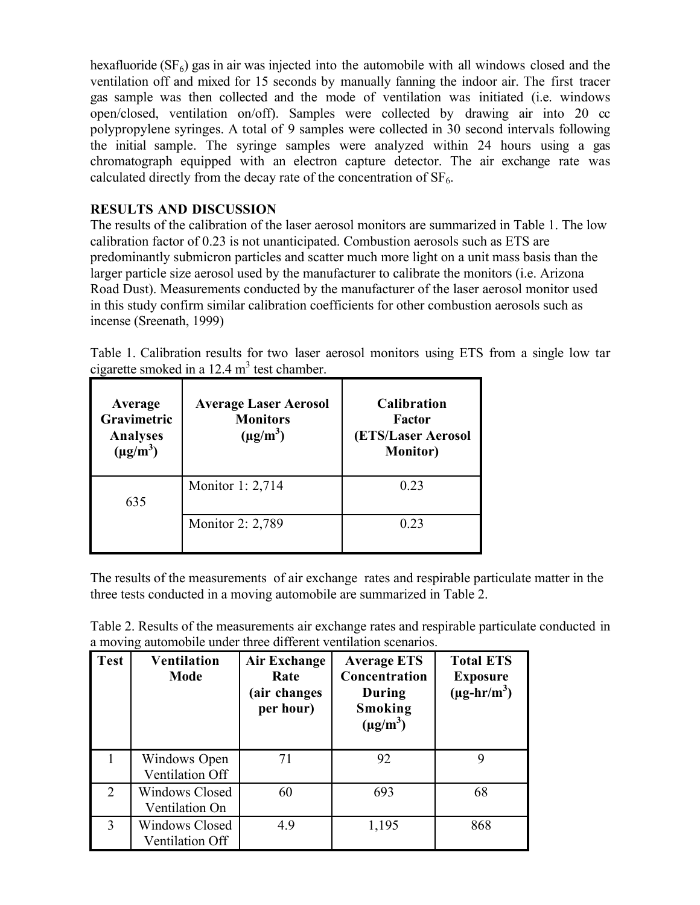hexafluoride ($SF_6$) gas in air was injected into the automobile with all windows closed and the ventilation off and mixed for 15 seconds by manually fanning the indoor air. The first tracer gas sample was then collected and the mode of ventilation was initiated (i.e. windows open/closed, ventilation on/off). Samples were collected by drawing air into 20 cc polypropylene syringes. A total of 9 samples were collected in 30 second intervals following the initial sample. The syringe samples were analyzed within 24 hours using a gas chromatograph equipped with an electron capture detector. The air exchange rate was calculated directly from the decay rate of the concentration of $SF_6$.

## RESULTS AND DISCUSSION

The results of the calibration of the laser aerosol monitors are summarized in Table 1. The low calibration factor of 0.23 is not unanticipated. Combustion aerosols such as ETS are predominantly submicron particles and scatter much more light on a unit mass basis than the larger particle size aerosol used by the manufacturer to calibrate the monitors (i.e. Arizona Road Dust). Measurements conducted by the manufacturer of the laser aerosol monitor used in this study confirm similar calibration coefficients for other combustion aerosols such as incense (Sreenath, 1999)

Table 1. Calibration results for two laser aerosol monitors using ETS from a single low tar cigarette smoked in a 12.4 $m^3$ test chamber.

| Average Gravimetric Analyses ($\mu g/m^3$) | Average Laser Aerosol Monitors ($\mu g/m^3$) | Calibration Factor (ETS/Laser Aerosol Monitor) |
|---|---|---|
| 635 | Monitor 1: 2,714 | 0.23 |
| | Monitor 2: 2,789 | 0.23 |

The results of the measurements of air exchange rates and respirable particulate matter in the three tests conducted in a moving automobile are summarized in Table 2.

Table 2. Results of the measurements air exchange rates and respirable particulate conducted in a moving automobile under three different ventilation scenarios.

| Test | Ventilation Mode | Air Exchange Rate (air changes per hour) | Average ETS Concentration During Smoking ($\mu g/m^3$) | Total ETS Exposure ($\mu g\text{-}hr/m^3$) |
|---|---|---|---|---|
| 1 | Windows Open Ventilation Off | 71 | 92 | 9 |
| 2 | Windows Closed Ventilation On | 60 | 693 | 68 |
| 3 | Windows Closed Ventilation Off | 4.9 | 1,195 | 868 |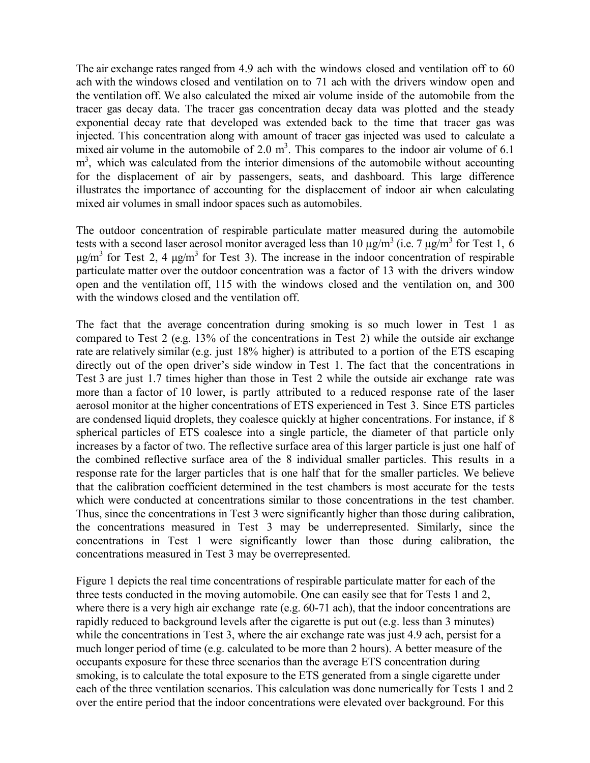The air exchange rates ranged from 4.9 ach with the windows closed and ventilation off to 60 ach with the windows closed and ventilation on to 71 ach with the drivers window open and the ventilation off. We also calculated the mixed air volume inside of the automobile from the tracer gas decay data. The tracer gas concentration decay data was plotted and the steady exponential decay rate that developed was extended back to the time that tracer gas was injected. This concentration along with amount of tracer gas injected was used to calculate a mixed air volume in the automobile of 2.0 $m^3$. This compares to the indoor air volume of 6.1 $m^3$, which was calculated from the interior dimensions of the automobile without accounting for the displacement of air by passengers, seats, and dashboard. This large difference illustrates the importance of accounting for the displacement of indoor air when calculating mixed air volumes in small indoor spaces such as automobiles.

The outdoor concentration of respirable particulate matter measured during the automobile tests with a second laser aerosol monitor averaged less than 10 $\mu g/m^3$ (i.e. 7 $\mu g/m^3$ for Test 1, 6 $\mu g/m^3$ for Test 2, 4 $\mu g/m^3$ for Test 3). The increase in the indoor concentration of respirable particulate matter over the outdoor concentration was a factor of 13 with the drivers window open and the ventilation off, 115 with the windows closed and the ventilation on, and 300 with the windows closed and the ventilation off.

The fact that the average concentration during smoking is so much lower in Test 1 as compared to Test 2 (e.g. 13% of the concentrations in Test 2) while the outside air exchange rate are relatively similar (e.g. just 18% higher) is attributed to a portion of the ETS escaping directly out of the open driver's side window in Test 1. The fact that the concentrations in Test 3 are just 1.7 times higher than those in Test 2 while the outside air exchange rate was more than a factor of 10 lower, is partly attributed to a reduced response rate of the laser aerosol monitor at the higher concentrations of ETS experienced in Test 3. Since ETS particles are condensed liquid droplets, they coalesce quickly at higher concentrations. For instance, if 8 spherical particles of ETS coalesce into a single particle, the diameter of that particle only increases by a factor of two. The reflective surface area of this larger particle is just one half of the combined reflective surface area of the 8 individual smaller particles. This results in a response rate for the larger particles that is one half that for the smaller particles. We believe that the calibration coefficient determined in the test chambers is most accurate for the tests which were conducted at concentrations similar to those concentrations in the test chamber. Thus, since the concentrations in Test 3 were significantly higher than those during calibration, the concentrations measured in Test 3 may be underrepresented. Similarly, since the concentrations in Test 1 were significantly lower than those during calibration, the concentrations measured in Test 3 may be overrepresented.

Figure 1 depicts the real time concentrations of respirable particulate matter for each of the three tests conducted in the moving automobile. One can easily see that for Tests 1 and 2, where there is a very high air exchange rate (e.g. 60-71 ach), that the indoor concentrations are rapidly reduced to background levels after the cigarette is put out (e.g. less than 3 minutes) while the concentrations in Test 3, where the air exchange rate was just 4.9 ach, persist for a much longer period of time (e.g. calculated to be more than 2 hours). A better measure of the occupants exposure for these three scenarios than the average ETS concentration during smoking, is to calculate the total exposure to the ETS generated from a single cigarette under each of the three ventilation scenarios. This calculation was done numerically for Tests 1 and 2 over the entire period that the indoor concentrations were elevated over background. For this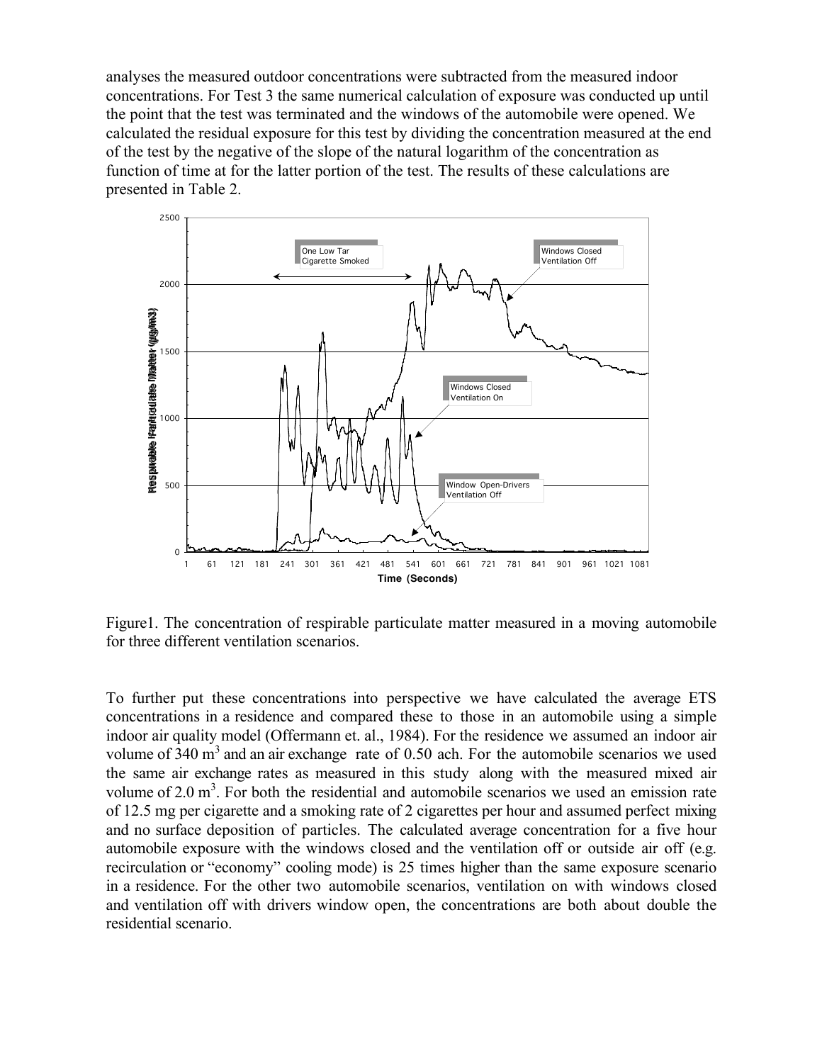analyses the measured outdoor concentrations were subtracted from the measured indoor concentrations. For Test 3 the same numerical calculation of exposure was conducted up until the point that the test was terminated and the windows of the automobile were opened. We calculated the residual exposure for this test by dividing the concentration measured at the end of the test by the negative of the slope of the natural logarithm of the concentration as function of time at for the latter portion of the test. The results of these calculations are presented in Table 2.

Figure1. The concentration of respirable particulate matter measured in a moving automobile for three different ventilation scenarios.

To further put these concentrations into perspective we have calculated the average ETS concentrations in a residence and compared these to those in an automobile using a simple indoor air quality model (Offermann et. al., 1984). For the residence we assumed an indoor air volume of 340 $m^3$ and an air exchange rate of 0.50 ach. For the automobile scenarios we used the same air exchange rates as measured in this study along with the measured mixed air volume of 2.0 $m^3$. For both the residential and automobile scenarios we used an emission rate of 12.5 mg per cigarette and a smoking rate of 2 cigarettes per hour and assumed perfect mixing and no surface deposition of particles. The calculated average concentration for a five hour automobile exposure with the windows closed and the ventilation off or outside air off (e.g. recirculation or "economy" cooling mode) is 25 times higher than the same exposure scenario in a residence. For the other two automobile scenarios, ventilation on with windows closed and ventilation off with drivers window open, the concentrations are both about double the residential scenario.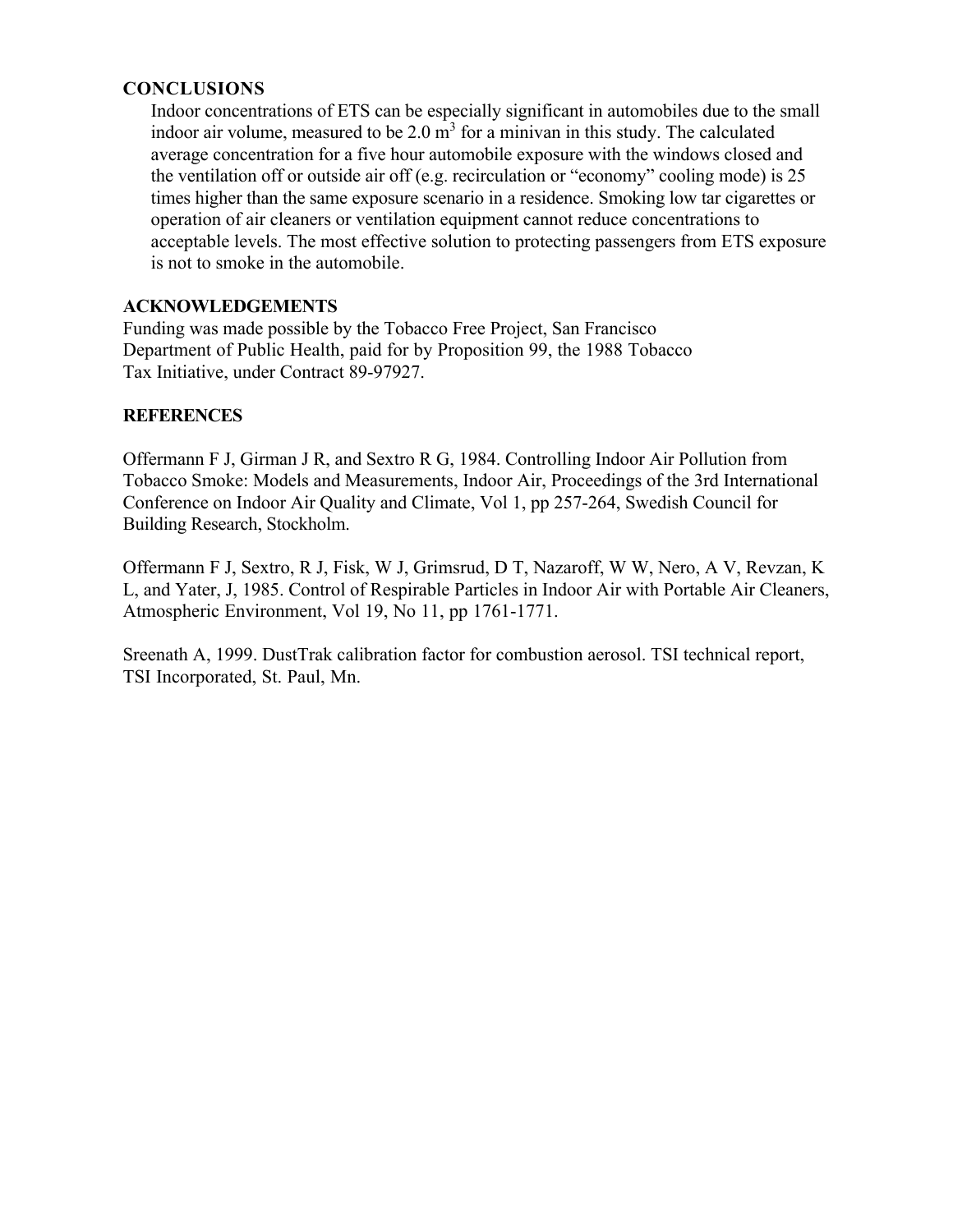## CONCLUSIONS

Indoor concentrations of ETS can be especially significant in automobiles due to the small indoor air volume, measured to be 2.0 $m^3$ for a minivan in this study. The calculated average concentration for a five hour automobile exposure with the windows closed and the ventilation off or outside air off (e.g. recirculation or "economy" cooling mode) is 25 times higher than the same exposure scenario in a residence. Smoking low tar cigarettes or operation of air cleaners or ventilation equipment cannot reduce concentrations to acceptable levels. The most effective solution to protecting passengers from ETS exposure is not to smoke in the automobile.

## ACKNOWLEDGEMENTS

Funding was made possible by the Tobacco Free Project, San Francisco Department of Public Health, paid for by Proposition 99, the 1988 Tobacco Tax Initiative, under Contract 89-97927.

## REFERENCES

Offermann F J, Girman J R, and Sextro R G, 1984. Controlling Indoor Air Pollution from Tobacco Smoke: Models and Measurements, Indoor Air, Proceedings of the 3rd International Conference on Indoor Air Quality and Climate, Vol 1, pp 257-264, Swedish Council for Building Research, Stockholm.

Offermann F J, Sextro, R J, Fisk, W J, Grimsrud, D T, Nazaroff, W W, Nero, A V, Revzan, K L, and Yater, J, 1985. Control of Respirable Particles in Indoor Air with Portable Air Cleaners, Atmospheric Environment, Vol 19, No 11, pp 1761-1771.

Sreenath A, 1999. DustTrak calibration factor for combustion aerosol. TSI technical report, TSI Incorporated, St. Paul, Mn.